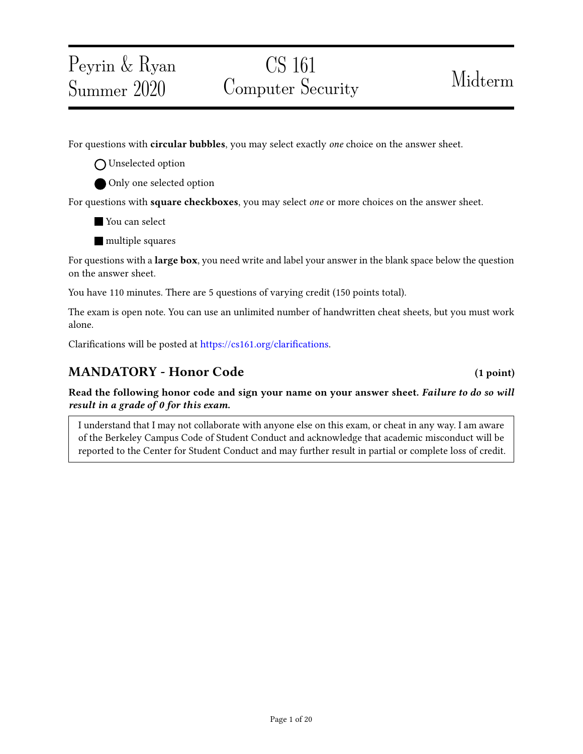Peyrin & Ryan
Summer 2020

# CS 161 Computer Security

Midterm

For questions with **circular bubbles**, you may select exactly *one* choice on the answer sheet.

◯ Unselected option

⬤ Only one selected option

For questions with **square checkboxes**, you may select *one* or more choices on the answer sheet.

■ You can select

■ multiple squares

For questions with a **large box**, you need write and label your answer in the blank space below the question on the answer sheet.

You have 110 minutes. There are 5 questions of varying credit (150 points total).

The exam is open note. You can use an unlimited number of handwritten cheat sheets, but you must work alone.

Clarifications will be posted at https://cs161.org/clarifications.

## MANDATORY - Honor Code (1 point)

**Read the following honor code and sign your name on your answer sheet. *Failure to do so will result in a grade of 0 for this exam.***

> I understand that I may not collaborate with anyone else on this exam, or cheat in any way. I am aware of the Berkeley Campus Code of Student Conduct and acknowledge that academic misconduct will be reported to the Center for Student Conduct and may further result in partial or complete loss of credit.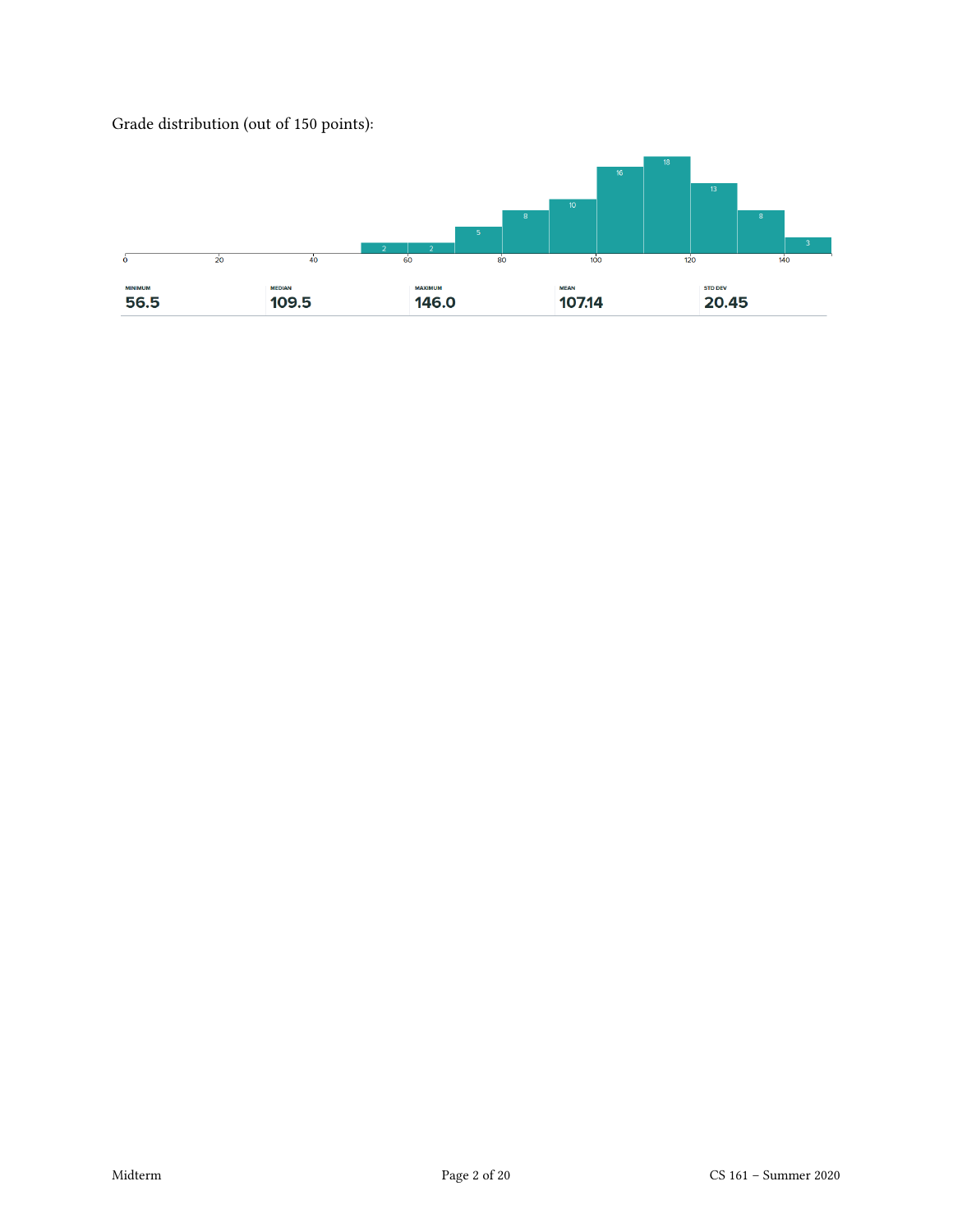Grade distribution (out of 150 points):

| MINIMUM | MEDIAN | MAXIMUM | MEAN | STD DEV |
| --- | --- | --- | --- | --- |
| 56.5 | 109.5 | 146.0 | 107.14 | 20.45 |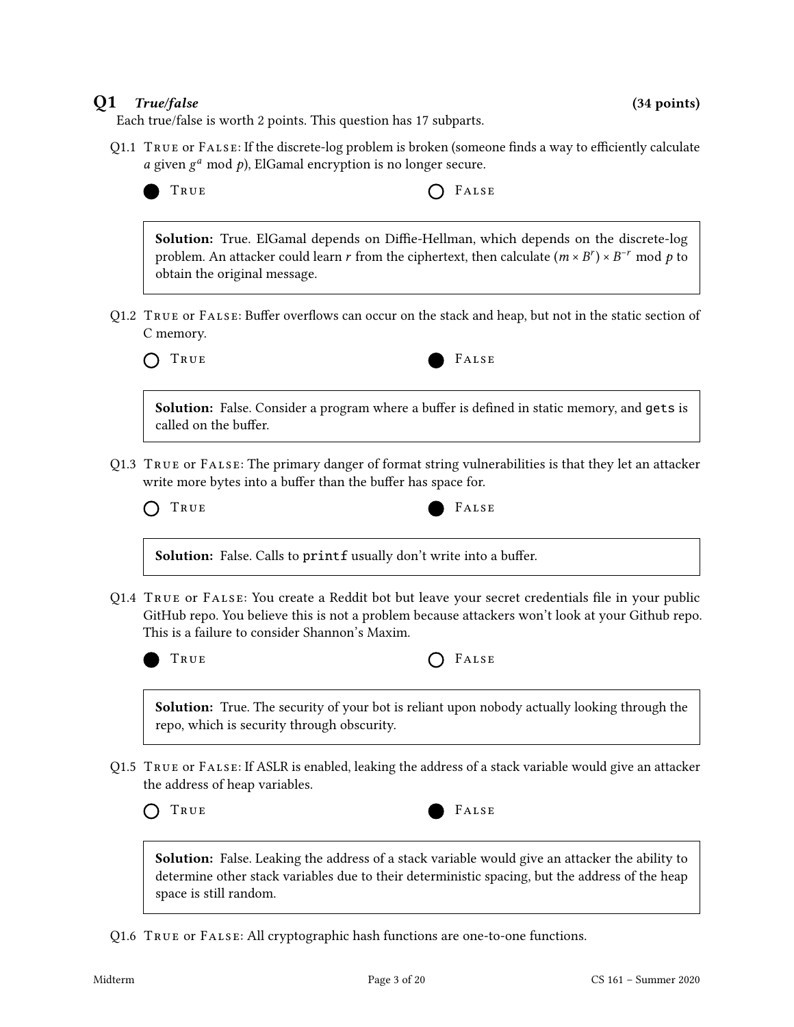## Q1 *True/false* (34 points)

Each true/false is worth 2 points. This question has 17 subparts.

Q1.1 TRUE or FALSE: If the discrete-log problem is broken (someone finds a way to efficiently calculate $a$ given $g^a \bmod p$), ElGamal encryption is no longer secure.

● TRUE ○ FALSE

> **Solution:** True. ElGamal depends on Diffie-Hellman, which depends on the discrete-log problem. An attacker could learn $r$ from the ciphertext, then calculate $(m \times B^r) \times B^{-r} \bmod p$ to obtain the original message.

Q1.2 TRUE or FALSE: Buffer overflows can occur on the stack and heap, but not in the static section of C memory.

○ TRUE ● FALSE

> **Solution:** False. Consider a program where a buffer is defined in static memory, and `gets` is called on the buffer.

Q1.3 TRUE or FALSE: The primary danger of format string vulnerabilities is that they let an attacker write more bytes into a buffer than the buffer has space for.

○ TRUE ● FALSE

> **Solution:** False. Calls to `printf` usually don't write into a buffer.

Q1.4 TRUE or FALSE: You create a Reddit bot but leave your secret credentials file in your public GitHub repo. You believe this is not a problem because attackers won't look at your Github repo. This is a failure to consider Shannon's Maxim.

● TRUE ○ FALSE

> **Solution:** True. The security of your bot is reliant upon nobody actually looking through the repo, which is security through obscurity.

Q1.5 TRUE or FALSE: If ASLR is enabled, leaking the address of a stack variable would give an attacker the address of heap variables.

○ TRUE ● FALSE

> **Solution:** False. Leaking the address of a stack variable would give an attacker the ability to determine other stack variables due to their deterministic spacing, but the address of the heap space is still random.

Q1.6 TRUE or FALSE: All cryptographic hash functions are one-to-one functions.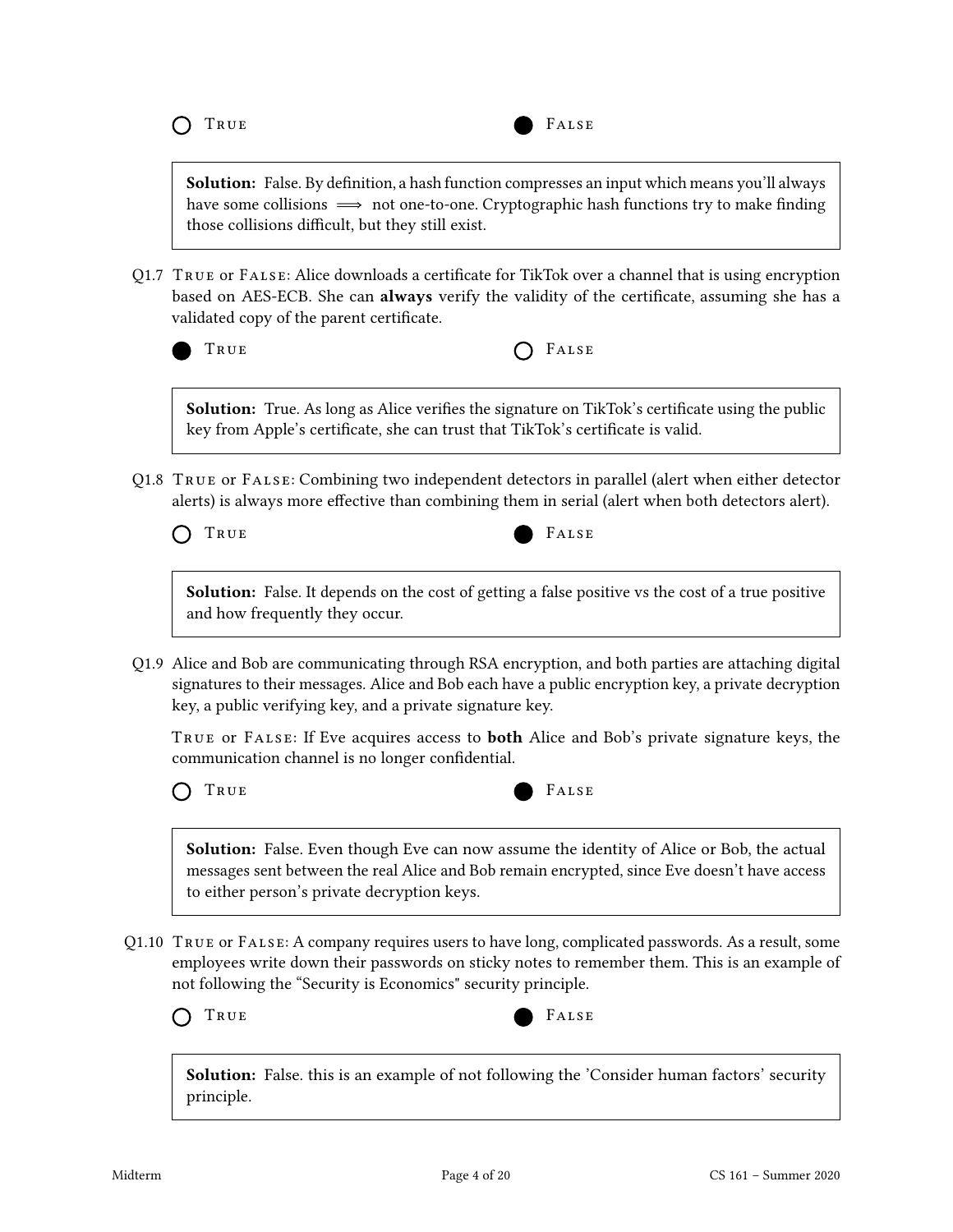○ True ● False

> **Solution:** False. By definition, a hash function compresses an input which means you'll always have some collisions $\implies$ not one-to-one. Cryptographic hash functions try to make finding those collisions difficult, but they still exist.

Q1.7 True or False: Alice downloads a certificate for TikTok over a channel that is using encryption based on AES-ECB. She can **always** verify the validity of the certificate, assuming she has a validated copy of the parent certificate.

● True ○ False

> **Solution:** True. As long as Alice verifies the signature on TikTok's certificate using the public key from Apple's certificate, she can trust that TikTok's certificate is valid.

Q1.8 True or False: Combining two independent detectors in parallel (alert when either detector alerts) is always more effective than combining them in serial (alert when both detectors alert).

○ True ● False

> **Solution:** False. It depends on the cost of getting a false positive vs the cost of a true positive and how frequently they occur.

Q1.9 Alice and Bob are communicating through RSA encryption, and both parties are attaching digital signatures to their messages. Alice and Bob each have a public encryption key, a private decryption key, a public verifying key, and a private signature key.

True or False: If Eve acquires access to **both** Alice and Bob's private signature keys, the communication channel is no longer confidential.

○ True ● False

> **Solution:** False. Even though Eve can now assume the identity of Alice or Bob, the actual messages sent between the real Alice and Bob remain encrypted, since Eve doesn't have access to either person's private decryption keys.

Q1.10 True or False: A company requires users to have long, complicated passwords. As a result, some employees write down their passwords on sticky notes to remember them. This is an example of not following the "Security is Economics" security principle.

○ True ● False

> **Solution:** False. this is an example of not following the 'Consider human factors' security principle.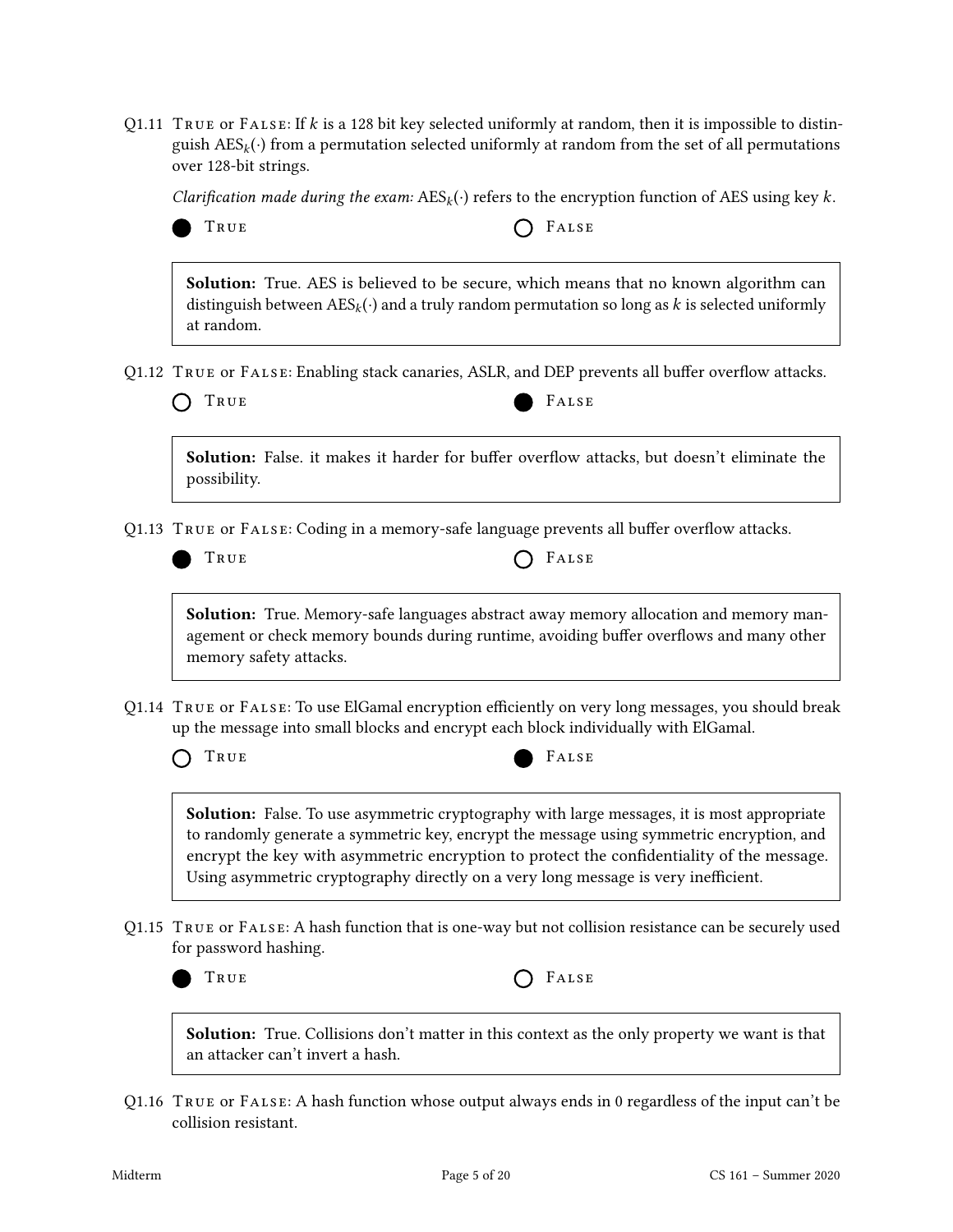Q1.11 True or False: If $k$ is a 128 bit key selected uniformly at random, then it is impossible to distinguish $\text{AES}_k(\cdot)$ from a permutation selected uniformly at random from the set of all permutations over 128-bit strings.

*Clarification made during the exam:* $\text{AES}_k(\cdot)$ refers to the encryption function of AES using key $k$.

● True ○ False

**Solution:** True. AES is believed to be secure, which means that no known algorithm can distinguish between $\text{AES}_k(\cdot)$ and a truly random permutation so long as $k$ is selected uniformly at random.

Q1.12 True or False: Enabling stack canaries, ASLR, and DEP prevents all buffer overflow attacks.

○ True ● False

**Solution:** False. it makes it harder for buffer overflow attacks, but doesn't eliminate the possibility.

Q1.13 True or False: Coding in a memory-safe language prevents all buffer overflow attacks.

● True ○ False

**Solution:** True. Memory-safe languages abstract away memory allocation and memory management or check memory bounds during runtime, avoiding buffer overflows and many other memory safety attacks.

Q1.14 True or False: To use ElGamal encryption efficiently on very long messages, you should break up the message into small blocks and encrypt each block individually with ElGamal.

○ True ● False

**Solution:** False. To use asymmetric cryptography with large messages, it is most appropriate to randomly generate a symmetric key, encrypt the message using symmetric encryption, and encrypt the key with asymmetric encryption to protect the confidentiality of the message. Using asymmetric cryptography directly on a very long message is very inefficient.

Q1.15 True or False: A hash function that is one-way but not collision resistance can be securely used for password hashing.

● True ○ False

**Solution:** True. Collisions don't matter in this context as the only property we want is that an attacker can't invert a hash.

Q1.16 True or False: A hash function whose output always ends in 0 regardless of the input can't be collision resistant.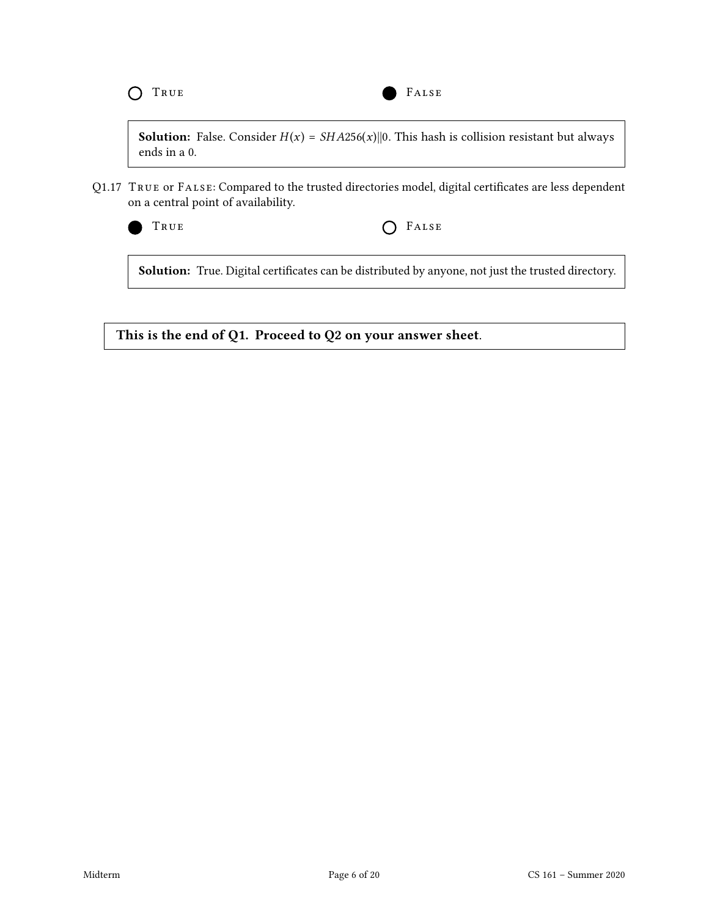○ TRUE ● FALSE

**Solution:** False. Consider $H(x) = SHA256(x)||0$. This hash is collision resistant but always ends in a 0.

Q1.17 TRUE or FALSE: Compared to the trusted directories model, digital certificates are less dependent on a central point of availability.

● TRUE ○ FALSE

**Solution:** True. Digital certificates can be distributed by anyone, not just the trusted directory.

**This is the end of Q1. Proceed to Q2 on your answer sheet.**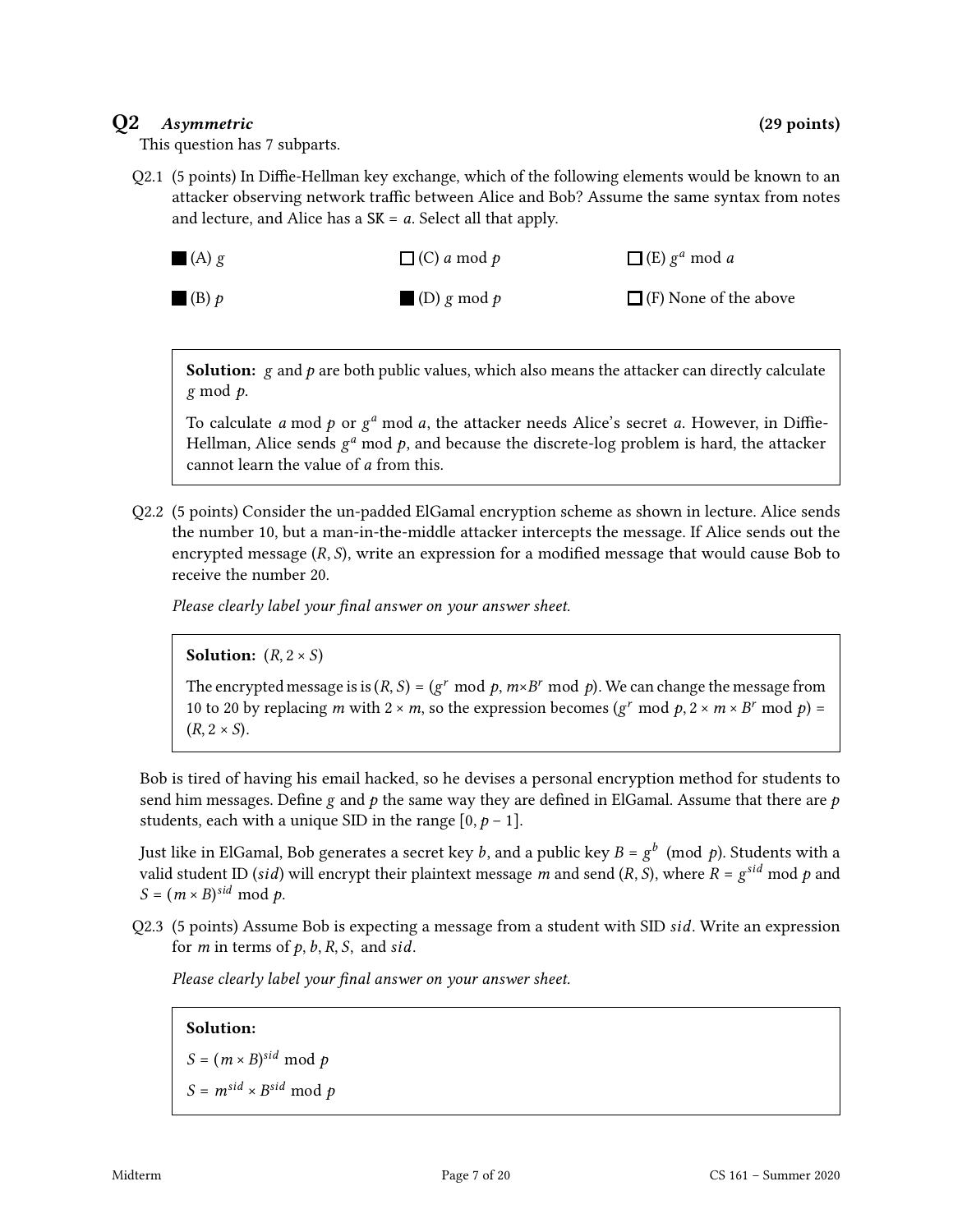## Q2 *Asymmetric* (29 points)

This question has 7 subparts.

Q2.1 (5 points) In Diffie-Hellman key exchange, which of the following elements would be known to an attacker observing network traffic between Alice and Bob? Assume the same syntax from notes and lecture, and Alice has a SK = $a$. Select all that apply.

■ (A) $g$

■ (B) $p$

☐ (C) $a \bmod p$

■ (D) $g \bmod p$

☐ (E) $g^a \bmod a$

☐ (F) None of the above

> **Solution:** $g$ and $p$ are both public values, which also means the attacker can directly calculate $g \bmod p$.
>
> To calculate $a \bmod p$ or $g^a \bmod a$, the attacker needs Alice's secret $a$. However, in Diffie-Hellman, Alice sends $g^a \bmod p$, and because the discrete-log problem is hard, the attacker cannot learn the value of $a$ from this.

Q2.2 (5 points) Consider the un-padded ElGamal encryption scheme as shown in lecture. Alice sends the number 10, but a man-in-the-middle attacker intercepts the message. If Alice sends out the encrypted message $(R, S)$, write an expression for a modified message that would cause Bob to receive the number 20.

*Please clearly label your final answer on your answer sheet.*

> **Solution:** $(R, 2 \times S)$
>
> The encrypted message is is $(R, S) = (g^r \bmod p, m \times B^r \bmod p)$. We can change the message from 10 to 20 by replacing $m$ with $2 \times m$, so the expression becomes $(g^r \bmod p, 2 \times m \times B^r \bmod p) = (R, 2 \times S)$.

Bob is tired of having his email hacked, so he devises a personal encryption method for students to send him messages. Define $g$ and $p$ the same way they are defined in ElGamal. Assume that there are $p$ students, each with a unique SID in the range $[0, p - 1]$.

Just like in ElGamal, Bob generates a secret key $b$, and a public key $B = g^b \pmod p$. Students with a valid student ID ($sid$) will encrypt their plaintext message $m$ and send $(R, S)$, where $R = g^{sid} \bmod p$ and $S = (m \times B)^{sid} \bmod p$.

Q2.3 (5 points) Assume Bob is expecting a message from a student with SID $sid$. Write an expression for $m$ in terms of $p, b, R, S,$ and $sid$.

*Please clearly label your final answer on your answer sheet.*

> **Solution:**
>
> $S = (m \times B)^{sid} \bmod p$
>
> $S = m^{sid} \times B^{sid} \bmod p$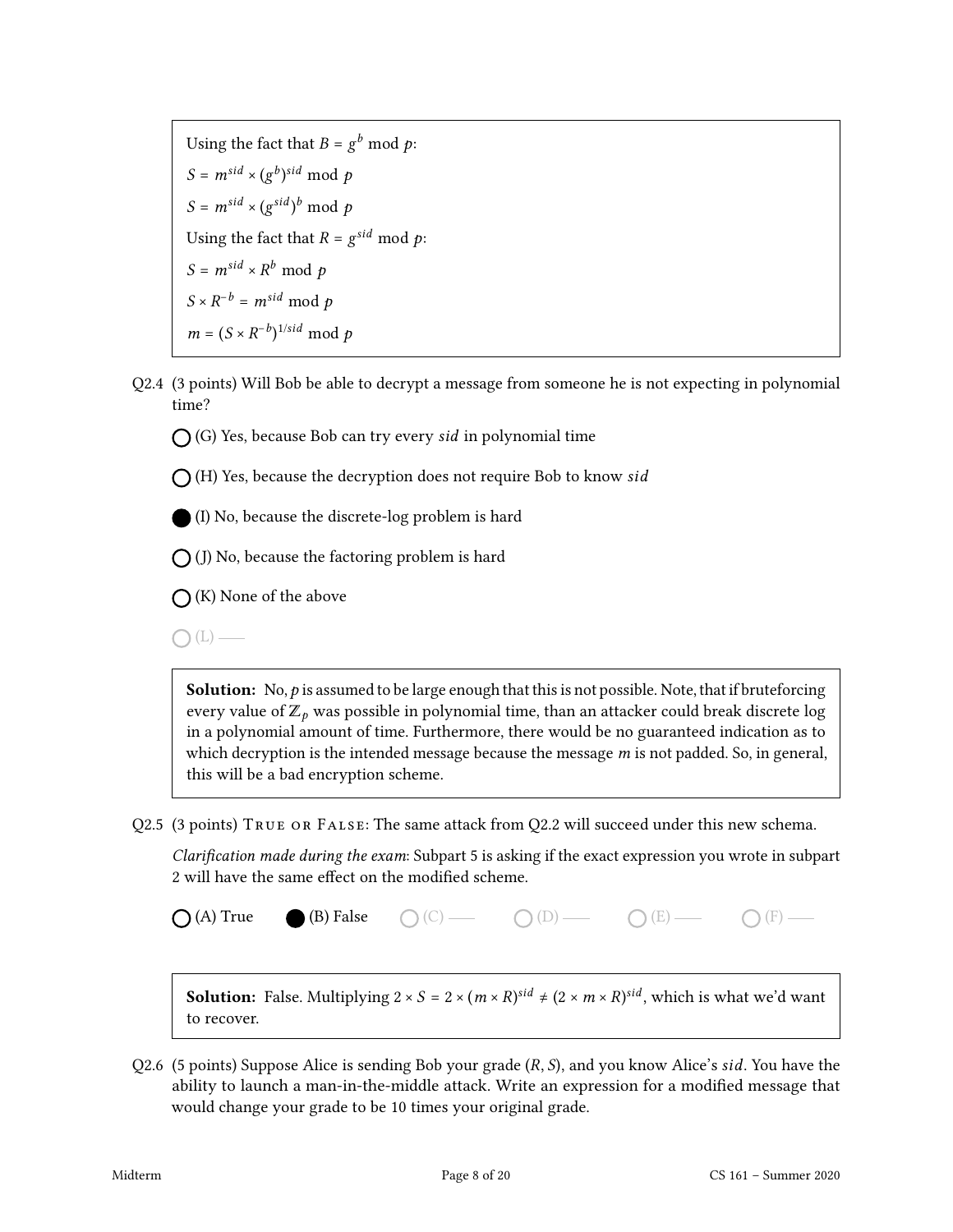Using the fact that $B = g^b \bmod p$:

$S = m^{sid} \times (g^b)^{sid} \bmod p$

$S = m^{sid} \times (g^{sid})^b \bmod p$

Using the fact that $R = g^{sid} \bmod p$:

$S = m^{sid} \times R^b \bmod p$

$S \times R^{-b} = m^{sid} \bmod p$

$m = (S \times R^{-b})^{1/sid} \bmod p$

Q2.4 (3 points) Will Bob be able to decrypt a message from someone he is not expecting in polynomial time?

- ○ (G) Yes, because Bob can try every $sid$ in polynomial time
- ○ (H) Yes, because the decryption does not require Bob to know $sid$
- ● (I) No, because the discrete-log problem is hard
- ○ (J) No, because the factoring problem is hard
- ○ (K) None of the above
- ○ (L) ——

**Solution:** No, $p$ is assumed to be large enough that this is not possible. Note, that if bruteforcing every value of $\mathbb{Z}_p$ was possible in polynomial time, than an attacker could break discrete log in a polynomial amount of time. Furthermore, there would be no guaranteed indication as to which decryption is the intended message because the message $m$ is not padded. So, in general, this will be a bad encryption scheme.

Q2.5 (3 points) TRUE OR FALSE: The same attack from Q2.2 will succeed under this new schema.

*Clarification made during the exam*: Subpart 5 is asking if the exact expression you wrote in subpart 2 will have the same effect on the modified scheme.

○ (A) True ● (B) False ○ (C) —— ○ (D) —— ○ (E) —— ○ (F) ——

**Solution:** False. Multiplying $2 \times S = 2 \times (m \times R)^{sid} \neq (2 \times m \times R)^{sid}$, which is what we'd want to recover.

Q2.6 (5 points) Suppose Alice is sending Bob your grade $(R, S)$, and you know Alice's $sid$. You have the ability to launch a man-in-the-middle attack. Write an expression for a modified message that would change your grade to be 10 times your original grade.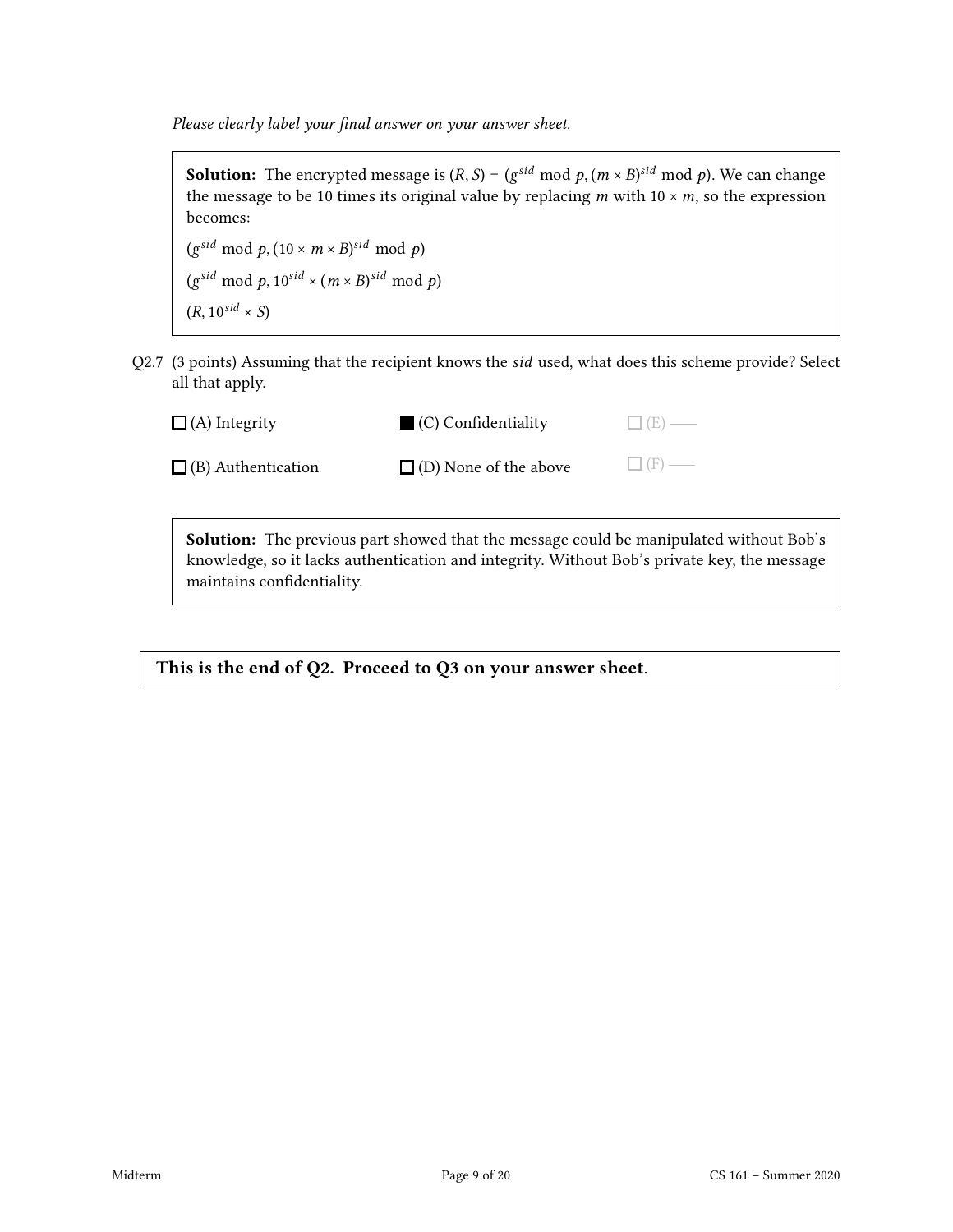*Please clearly label your final answer on your answer sheet.*

> **Solution:** The encrypted message is $(R, S) = (g^{sid} \bmod p, (m \times B)^{sid} \bmod p)$. We can change the message to be 10 times its original value by replacing $m$ with $10 \times m$, so the expression becomes:
>
> $(g^{sid} \bmod p, (10 \times m \times B)^{sid} \bmod p)$
>
> $(g^{sid} \bmod p, 10^{sid} \times (m \times B)^{sid} \bmod p)$
>
> $(R, 10^{sid} \times S)$

Q2.7 (3 points) Assuming that the recipient knows the $sid$ used, what does this scheme provide? Select all that apply.

- ☐ (A) Integrity
- ☐ (B) Authentication
- ■ (C) Confidentiality
- ☐ (D) None of the above
- ☐ (E) ——
- ☐ (F) ——

> **Solution:** The previous part showed that the message could be manipulated without Bob's knowledge, so it lacks authentication and integrity. Without Bob's private key, the message maintains confidentiality.

**This is the end of Q2. Proceed to Q3 on your answer sheet**.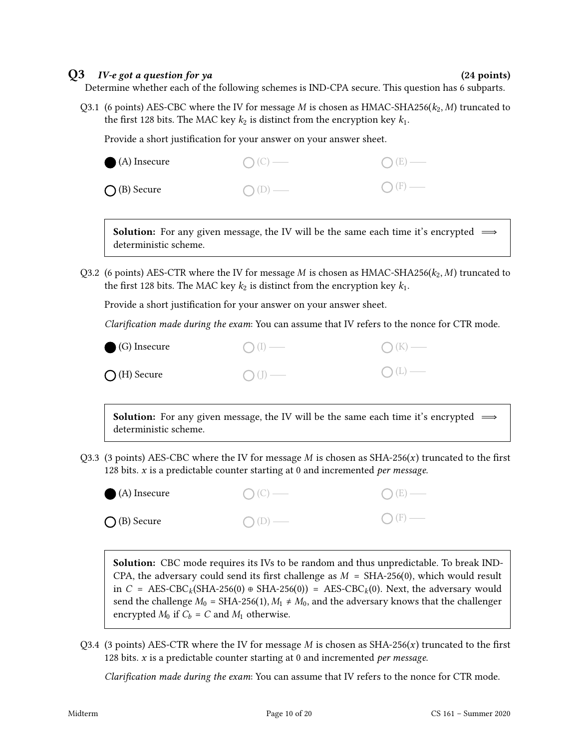## Q3 *IV-e got a question for ya* (24 points)

Determine whether each of the following schemes is IND-CPA secure. This question has 6 subparts.

Q3.1 (6 points) AES-CBC where the IV for message $M$ is chosen as HMAC-SHA256($k_2$, $M$) truncated to the first 128 bits. The MAC key $k_2$ is distinct from the encryption key $k_1$.

Provide a short justification for your answer on your answer sheet.

- ● (A) Insecure
- ○ (B) Secure
- ○ (C) —
- ○ (D) —
- ○ (E) —
- ○ (F) —

**Solution:** For any given message, the IV will be the same each time it's encrypted $\implies$ deterministic scheme.

Q3.2 (6 points) AES-CTR where the IV for message $M$ is chosen as HMAC-SHA256($k_2$, $M$) truncated to the first 128 bits. The MAC key $k_2$ is distinct from the encryption key $k_1$.

Provide a short justification for your answer on your answer sheet.

*Clarification made during the exam*: You can assume that IV refers to the nonce for CTR mode.

- ● (G) Insecure
- ○ (H) Secure
- ○ (I) —
- ○ (J) —
- ○ (K) —
- ○ (L) —

**Solution:** For any given message, the IV will be the same each time it's encrypted $\implies$ deterministic scheme.

Q3.3 (3 points) AES-CBC where the IV for message $M$ is chosen as SHA-256($x$) truncated to the first 128 bits. $x$ is a predictable counter starting at 0 and incremented *per message.*

- ● (A) Insecure
- ○ (B) Secure
- ○ (C) —
- ○ (D) —
- ○ (E) —
- ○ (F) —

**Solution:** CBC mode requires its IVs to be random and thus unpredictable. To break IND-CPA, the adversary could send its first challenge as $M$ = SHA-256(0), which would result in $C$ = AES-CBC$_k$(SHA-256(0) $\oplus$ SHA-256(0)) = AES-CBC$_k$(0). Next, the adversary would send the challenge $M_0$ = SHA-256(1), $M_1 \neq M_0$, and the adversary knows that the challenger encrypted $M_0$ if $C_b = C$ and $M_1$ otherwise.

Q3.4 (3 points) AES-CTR where the IV for message $M$ is chosen as SHA-256($x$) truncated to the first 128 bits. $x$ is a predictable counter starting at 0 and incremented *per message.*

*Clarification made during the exam*: You can assume that IV refers to the nonce for CTR mode.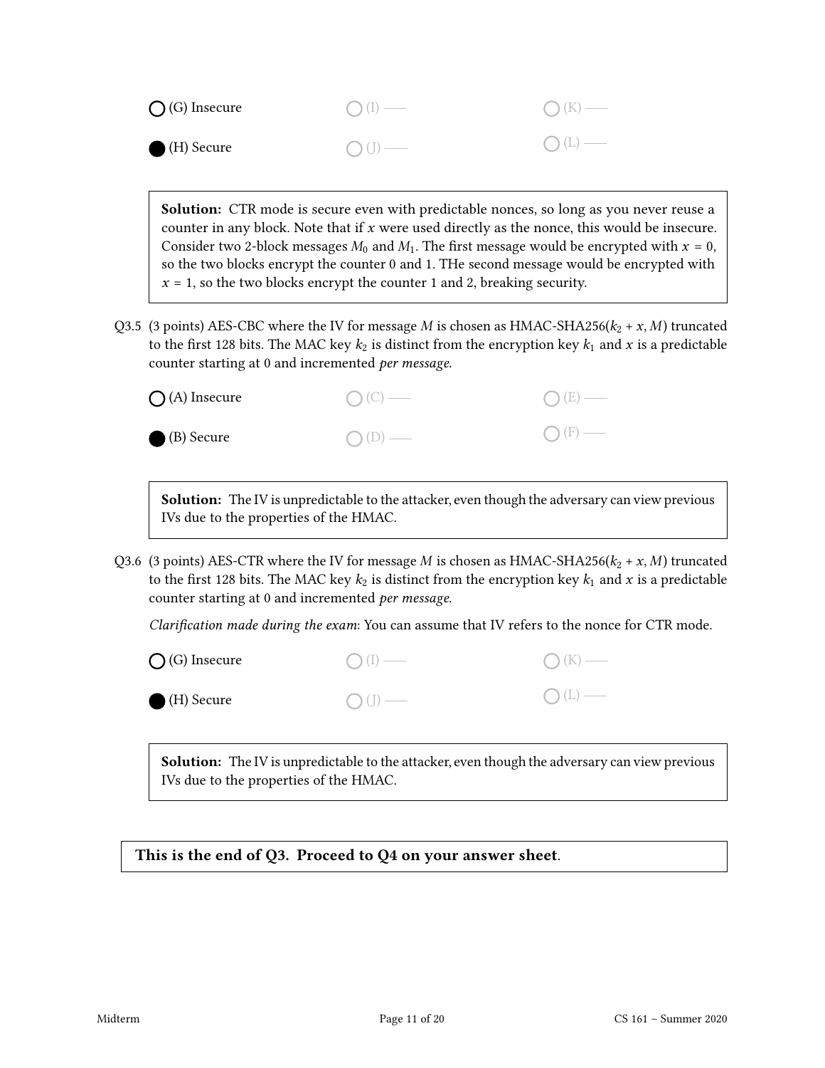◯ (G) Insecure ◯ (I) —— ◯ (K) ——

● (H) Secure ◯ (J) —— ◯ (L) ——

> **Solution:** CTR mode is secure even with predictable nonces, so long as you never reuse a counter in any block. Note that if $x$ were used directly as the nonce, this would be insecure. Consider two 2-block messages $M_0$ and $M_1$. The first message would be encrypted with $x = 0$, so the two blocks encrypt the counter 0 and 1. THe second message would be encrypted with $x = 1$, so the two blocks encrypt the counter 1 and 2, breaking security.

Q3.5 (3 points) AES-CBC where the IV for message $M$ is chosen as HMAC-SHA256($k_2 + x, M$) truncated to the first 128 bits. The MAC key $k_2$ is distinct from the encryption key $k_1$ and $x$ is a predictable counter starting at 0 and incremented *per message*.

◯ (A) Insecure ◯ (C) —— ◯ (E) ——

● (B) Secure ◯ (D) —— ◯ (F) ——

> **Solution:** The IV is unpredictable to the attacker, even though the adversary can view previous IVs due to the properties of the HMAC.

Q3.6 (3 points) AES-CTR where the IV for message $M$ is chosen as HMAC-SHA256($k_2 + x, M$) truncated to the first 128 bits. The MAC key $k_2$ is distinct from the encryption key $k_1$ and $x$ is a predictable counter starting at 0 and incremented *per message*.

*Clarification made during the exam*: You can assume that IV refers to the nonce for CTR mode.

◯ (G) Insecure ◯ (I) —— ◯ (K) ——

● (H) Secure ◯ (J) —— ◯ (L) ——

> **Solution:** The IV is unpredictable to the attacker, even though the adversary can view previous IVs due to the properties of the HMAC.

**This is the end of Q3. Proceed to Q4 on your answer sheet.**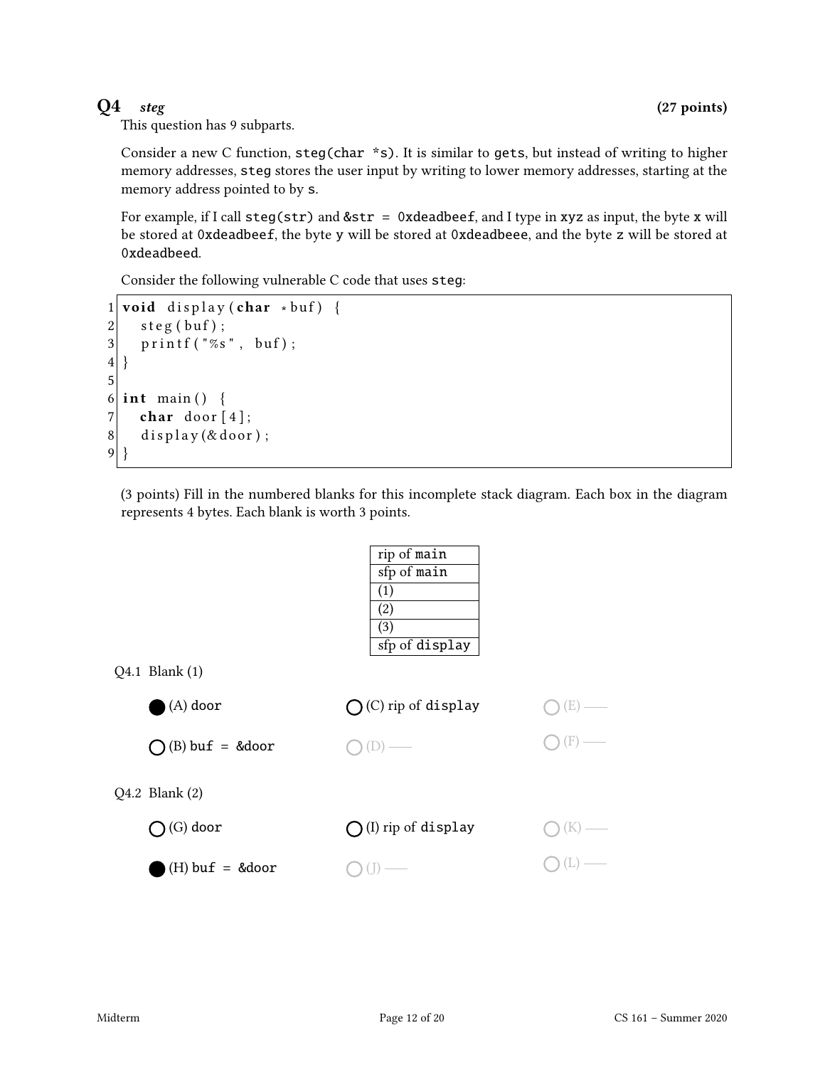## Q4 *steg* (27 points)

This question has 9 subparts.

Consider a new C function, `steg(char *s)`. It is similar to `gets`, but instead of writing to higher memory addresses, `steg` stores the user input by writing to lower memory addresses, starting at the memory address pointed to by `s`.

For example, if I call `steg(str)` and `&str = 0xdeadbeef`, and I type in `xyz` as input, the byte `x` will be stored at `0xdeadbeef`, the byte `y` will be stored at `0xdeadbeee`, and the byte `z` will be stored at `0xdeadbeed`.

Consider the following vulnerable C code that uses `steg`:

```
1 void display(char *buf) {
2   steg(buf);
3   printf("%s", buf);
4 }
5
6 int main() {
7   char door[4];
8   display(&door);
9 }
```

(3 points) Fill in the numbered blanks for this incomplete stack diagram. Each box in the diagram represents 4 bytes. Each blank is worth 3 points.

| |
|---|
| rip of `main` |
| sfp of `main` |
| (1) |
| (2) |
| (3) |
| sfp of `display` |

Q4.1 Blank (1)

- ● (A) `door`
- ○ (B) `buf = &door`
- ○ (C) rip of `display`
- ○ (D) ——
- ○ (E) ——
- ○ (F) ——

Q4.2 Blank (2)

- ○ (G) `door`
- ● (H) `buf = &door`
- ○ (I) rip of `display`
- ○ (J) ——
- ○ (K) ——
- ○ (L) ——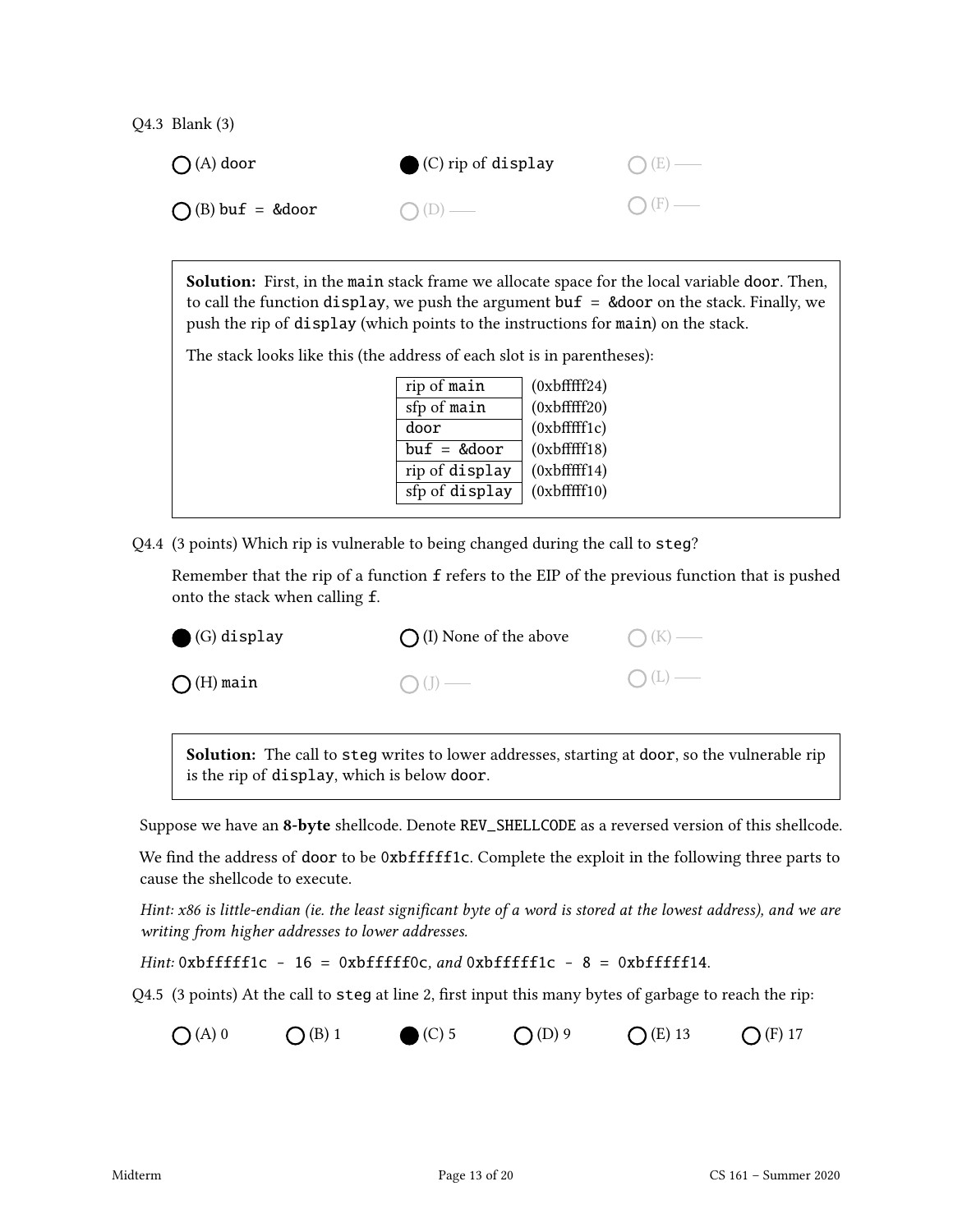Q4.3 Blank (3)

- ○ (A) `door`
- ○ (B) `buf = &door`
- ● (C) rip of `display`
- ○ (D) ——
- ○ (E) ——
- ○ (F) ——

> **Solution:** First, in the `main` stack frame we allocate space for the local variable `door`. Then, to call the function `display`, we push the argument `buf = &door` on the stack. Finally, we push the rip of `display` (which points to the instructions for `main`) on the stack.
>
> The stack looks like this (the address of each slot is in parentheses):
>
> | Slot | Address |
> |---|---|
> | rip of `main` | (0xbfffff24) |
> | sfp of `main` | (0xbfffff20) |
> | `door` | (0xbfffff1c) |
> | `buf = &door` | (0xbfffff18) |
> | rip of `display` | (0xbfffff14) |
> | sfp of `display` | (0xbfffff10) |

Q4.4 (3 points) Which rip is vulnerable to being changed during the call to `steg`?

Remember that the rip of a function `f` refers to the EIP of the previous function that is pushed onto the stack when calling `f`.

- ● (G) `display`
- ○ (H) `main`
- ○ (I) None of the above
- ○ (J) ——
- ○ (K) ——
- ○ (L) ——

> **Solution:** The call to `steg` writes to lower addresses, starting at `door`, so the vulnerable rip is the rip of `display`, which is below `door`.

Suppose we have an **8-byte** shellcode. Denote `REV_SHELLCODE` as a reversed version of this shellcode.

We find the address of `door` to be `0xbfffff1c`. Complete the exploit in the following three parts to cause the shellcode to execute.

*Hint: x86 is little-endian (ie. the least significant byte of a word is stored at the lowest address), and we are writing from higher addresses to lower addresses.*

*Hint:* `0xbfffff1c - 16 = 0xbfffff0c`*, and* `0xbfffff1c - 8 = 0xbfffff14`.

Q4.5 (3 points) At the call to `steg` at line 2, first input this many bytes of garbage to reach the rip:

- ○ (A) 0
- ○ (B) 1
- ● (C) 5
- ○ (D) 9
- ○ (E) 13
- ○ (F) 17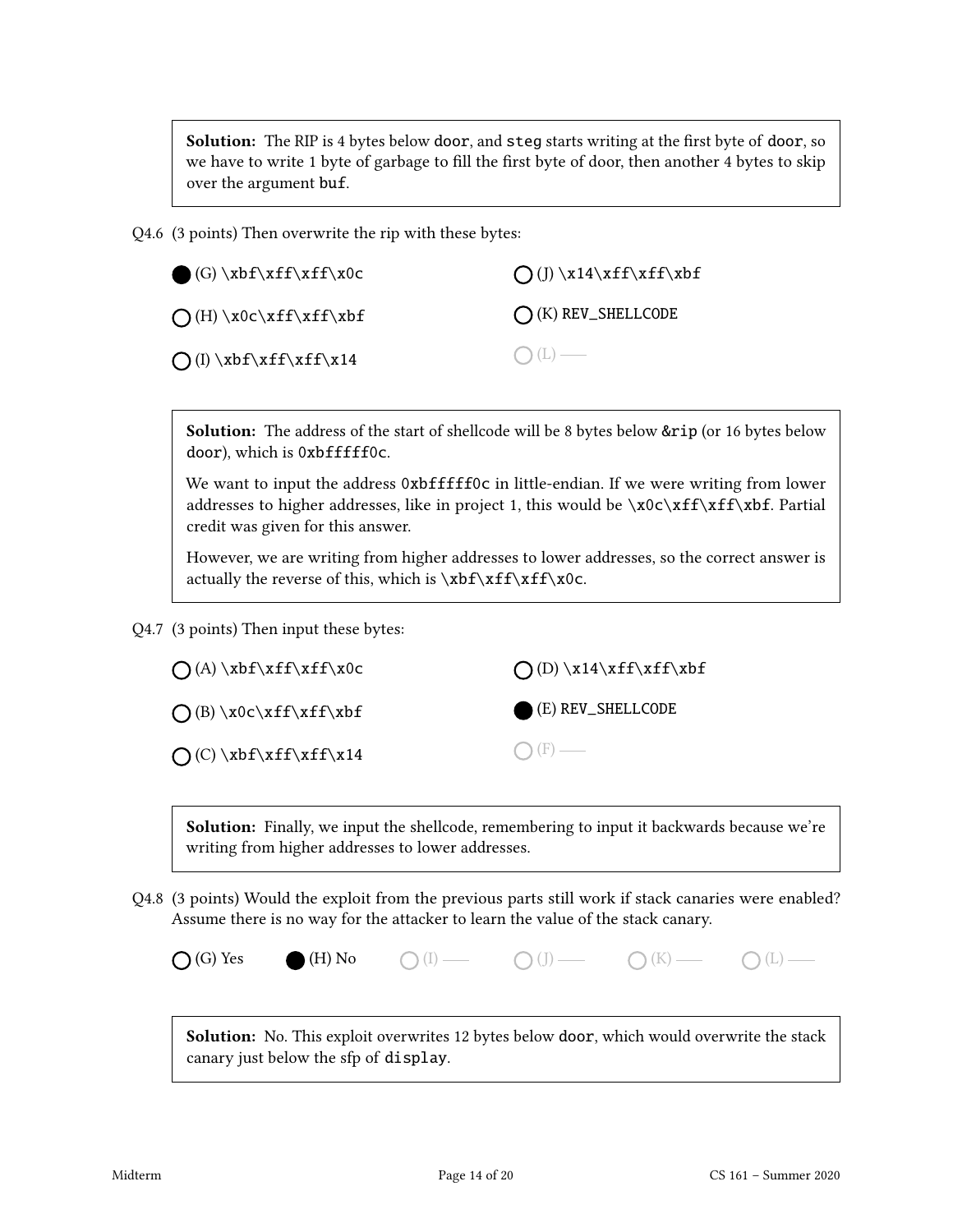**Solution:** The RIP is 4 bytes below `door`, and `steg` starts writing at the first byte of `door`, so we have to write 1 byte of garbage to fill the first byte of door, then another 4 bytes to skip over the argument `buf`.

Q4.6 (3 points) Then overwrite the rip with these bytes:

- ● (G) `\xbf\xff\xff\x0c`
- ○ (H) `\x0c\xff\xff\xbf`
- ○ (I) `\xbf\xff\xff\x14`
- ○ (J) `\x14\xff\xff\xbf`
- ○ (K) `REV_SHELLCODE`
- ○ (L) —

**Solution:** The address of the start of shellcode will be 8 bytes below `&rip` (or 16 bytes below `door`), which is `0xbfffff0c`.

We want to input the address `0xbfffff0c` in little-endian. If we were writing from lower addresses to higher addresses, like in project 1, this would be `\x0c\xff\xff\xbf`. Partial credit was given for this answer.

However, we are writing from higher addresses to lower addresses, so the correct answer is actually the reverse of this, which is `\xbf\xff\xff\x0c`.

Q4.7 (3 points) Then input these bytes:

- ○ (A) `\xbf\xff\xff\x0c`
- ○ (B) `\x0c\xff\xff\xbf`
- ○ (C) `\xbf\xff\xff\x14`
- ○ (D) `\x14\xff\xff\xbf`
- ● (E) `REV_SHELLCODE`
- ○ (F) —

**Solution:** Finally, we input the shellcode, remembering to input it backwards because we're writing from higher addresses to lower addresses.

Q4.8 (3 points) Would the exploit from the previous parts still work if stack canaries were enabled? Assume there is no way for the attacker to learn the value of the stack canary.

○ (G) Yes ● (H) No ○ (I) — ○ (J) — ○ (K) — ○ (L) —

**Solution:** No. This exploit overwrites 12 bytes below `door`, which would overwrite the stack canary just below the sfp of `display`.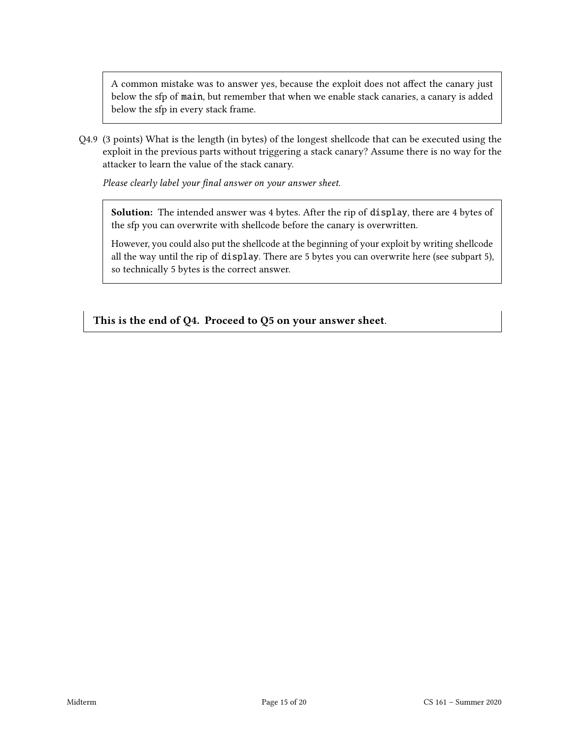> A common mistake was to answer yes, because the exploit does not affect the canary just below the sfp of `main`, but remember that when we enable stack canaries, a canary is added below the sfp in every stack frame.

Q4.9 (3 points) What is the length (in bytes) of the longest shellcode that can be executed using the exploit in the previous parts without triggering a stack canary? Assume there is no way for the attacker to learn the value of the stack canary.

*Please clearly label your final answer on your answer sheet.*

> **Solution:** The intended answer was 4 bytes. After the rip of `display`, there are 4 bytes of the sfp you can overwrite with shellcode before the canary is overwritten.
>
> However, you could also put the shellcode at the beginning of your exploit by writing shellcode all the way until the rip of `display`. There are 5 bytes you can overwrite here (see subpart 5), so technically 5 bytes is the correct answer.

**This is the end of Q4. Proceed to Q5 on your answer sheet**.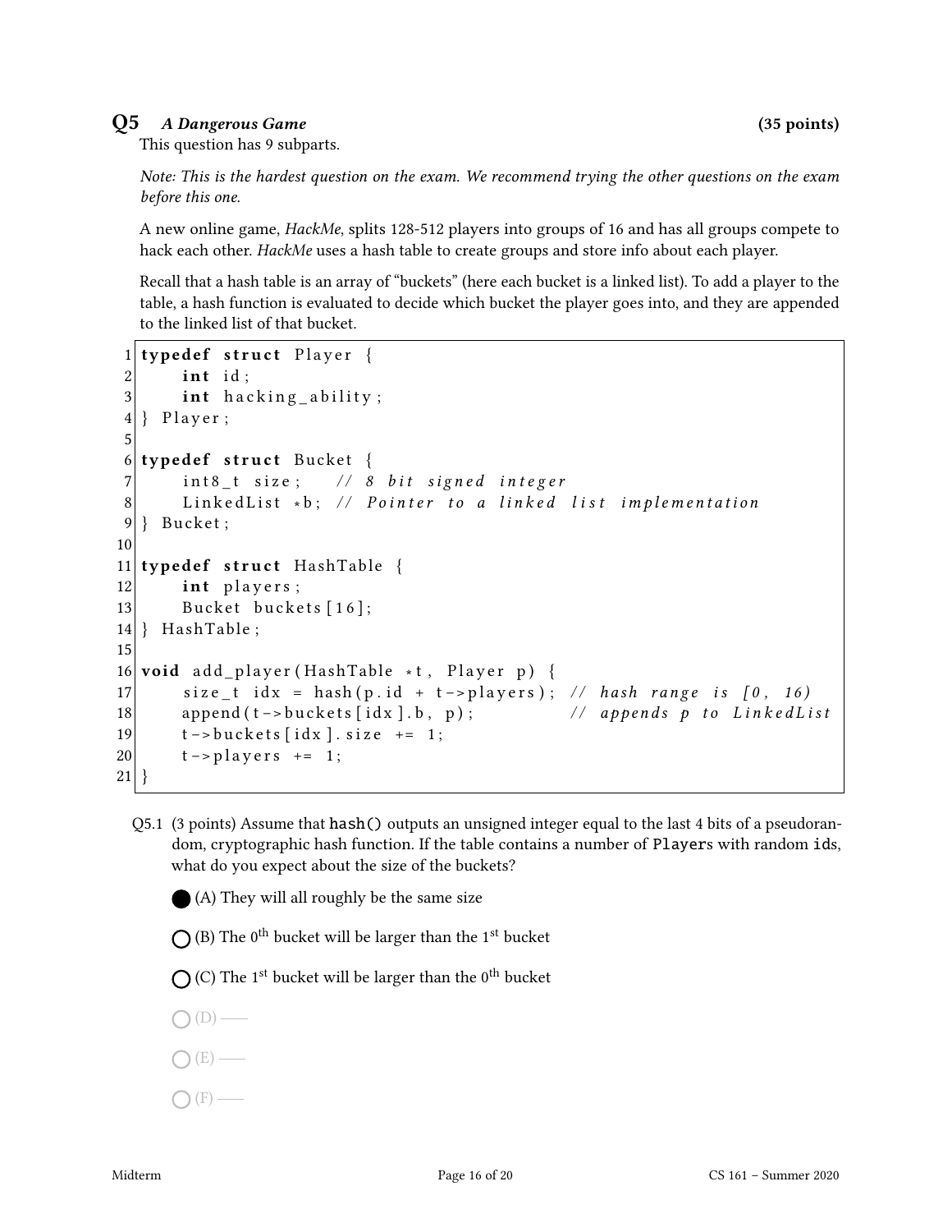## Q5 *A Dangerous Game* **(35 points)**

This question has 9 subparts.

*Note: This is the hardest question on the exam. We recommend trying the other questions on the exam before this one.*

A new online game, *HackMe*, splits 128-512 players into groups of 16 and has all groups compete to hack each other. *HackMe* uses a hash table to create groups and store info about each player.

Recall that a hash table is an array of "buckets" (here each bucket is a linked list). To add a player to the table, a hash function is evaluated to decide which bucket the player goes into, and they are appended to the linked list of that bucket.

```
1  typedef struct Player {
2      int id;
3      int hacking_ability;
4  } Player;
5
6  typedef struct Bucket {
7      int8_t size;    // 8 bit signed integer
8      LinkedList *b; // Pointer to a linked list implementation
9  } Bucket;
10
11 typedef struct HashTable {
12     int players;
13     Bucket buckets[16];
14 } HashTable;
15
16 void add_player(HashTable *t, Player p) {
17     size_t idx = hash(p.id + t->players); // hash range is [0, 16)
18     append(t->buckets[idx].b, p);          // appends p to LinkedList
19     t->buckets[idx].size += 1;
20     t->players += 1;
21 }
```

Q5.1 (3 points) Assume that `hash()` outputs an unsigned integer equal to the last 4 bits of a pseudorandom, cryptographic hash function. If the table contains a number of `Player`s with random `id`s, what do you expect about the size of the buckets?

- ● (A) They will all roughly be the same size
- ○ (B) The $0^{th}$ bucket will be larger than the $1^{st}$ bucket
- ○ (C) The $1^{st}$ bucket will be larger than the $0^{th}$ bucket
- ○ (D) ——
- ○ (E) ——
- ○ (F) ——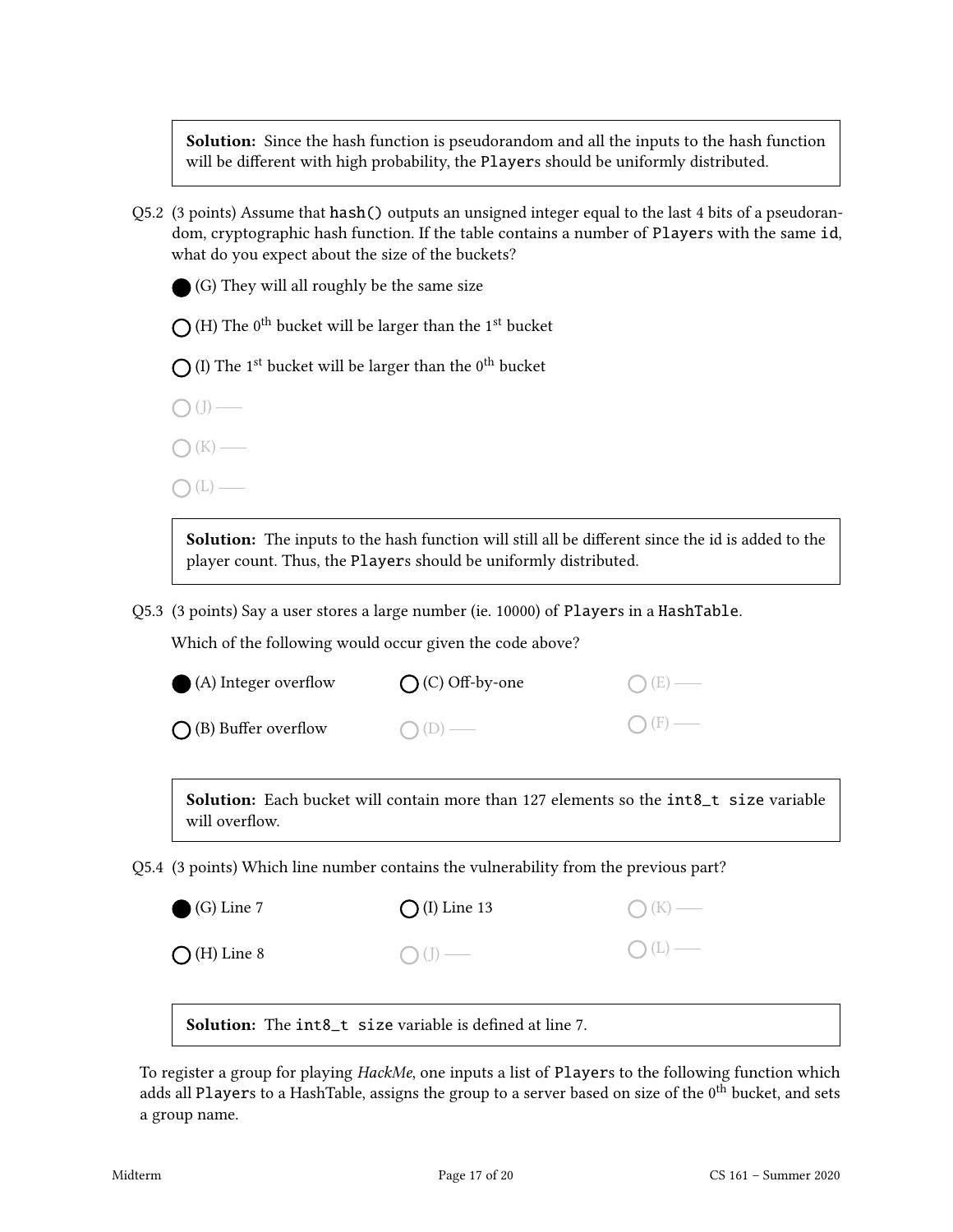**Solution:** Since the hash function is pseudorandom and all the inputs to the hash function will be different with high probability, the Players should be uniformly distributed.

Q5.2 (3 points) Assume that `hash()` outputs an unsigned integer equal to the last 4 bits of a pseudorandom, cryptographic hash function. If the table contains a number of Players with the same id, what do you expect about the size of the buckets?

- ● (G) They will all roughly be the same size
- ○ (H) The $0^{\text{th}}$ bucket will be larger than the $1^{\text{st}}$ bucket
- ○ (I) The $1^{\text{st}}$ bucket will be larger than the $0^{\text{th}}$ bucket
- ○ (J) —
- ○ (K) —
- ○ (L) —

**Solution:** The inputs to the hash function will still all be different since the id is added to the player count. Thus, the Players should be uniformly distributed.

Q5.3 (3 points) Say a user stores a large number (ie. 10000) of Players in a HashTable.

Which of the following would occur given the code above?

- ● (A) Integer overflow
- ○ (B) Buffer overflow
- ○ (C) Off-by-one
- ○ (D) —
- ○ (E) —
- ○ (F) —

**Solution:** Each bucket will contain more than 127 elements so the `int8_t size` variable will overflow.

Q5.4 (3 points) Which line number contains the vulnerability from the previous part?

- ● (G) Line 7
- ○ (H) Line 8
- ○ (I) Line 13
- ○ (J) —
- ○ (K) —
- ○ (L) —

**Solution:** The `int8_t size` variable is defined at line 7.

To register a group for playing *HackMe*, one inputs a list of Players to the following function which adds all Players to a HashTable, assigns the group to a server based on size of the $0^{\text{th}}$ bucket, and sets a group name.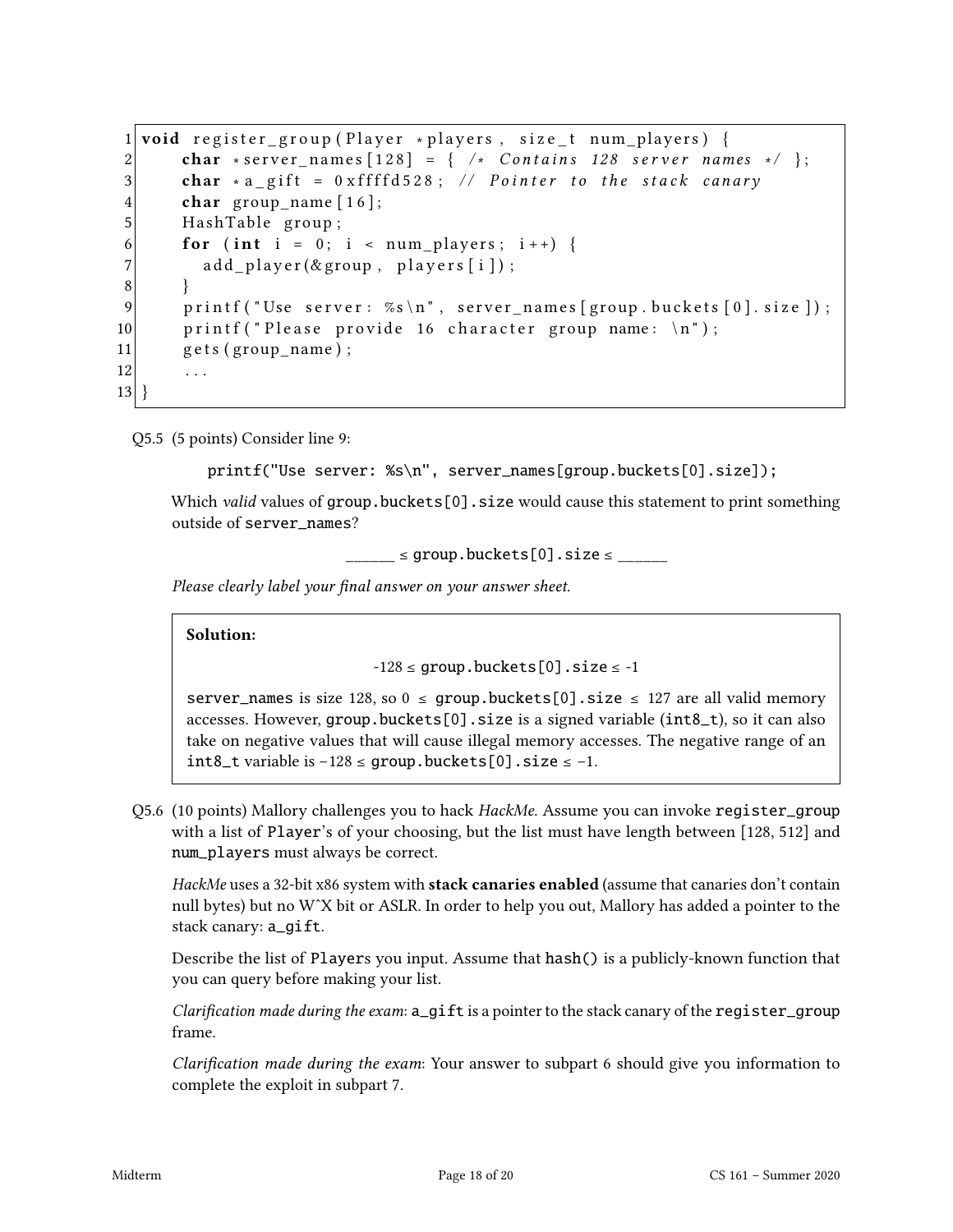```c
void register_group(Player *players, size_t num_players) {
    char *server_names[128] = { /* Contains 128 server names */ };
    char *a_gift = 0xffffd528; // Pointer to the stack canary
    char group_name[16];
    HashTable group;
    for (int i = 0; i < num_players; i++) {
      add_player(&group, players[i]);
    }
    printf("Use server: %s\n", server_names[group.buckets[0].size]);
    printf("Please provide 16 character group name: \n");
    gets(group_name);
    ...
}
```

Q5.5 (5 points) Consider line 9:

```
printf("Use server: %s\n", server_names[group.buckets[0].size]);
```

Which *valid* values of `group.buckets[0].size` would cause this statement to print something outside of `server_names`?

______ ≤ `group.buckets[0].size` ≤ ______

*Please clearly label your final answer on your answer sheet.*

> **Solution:**
>
> -128 ≤ `group.buckets[0].size` ≤ -1
>
> `server_names` is size 128, so 0 ≤ `group.buckets[0].size` ≤ 127 are all valid memory accesses. However, `group.buckets[0].size` is a signed variable (`int8_t`), so it can also take on negative values that will cause illegal memory accesses. The negative range of an `int8_t` variable is $-128 \leq$ `group.buckets[0].size` $\leq -1$.

Q5.6 (10 points) Mallory challenges you to hack *HackMe*. Assume you can invoke `register_group` with a list of `Player`'s of your choosing, but the list must have length between [128, 512] and `num_players` must always be correct.

*HackMe* uses a 32-bit x86 system with **stack canaries enabled** (assume that canaries don't contain null bytes) but no W^X bit or ASLR. In order to help you out, Mallory has added a pointer to the stack canary: `a_gift`.

Describe the list of `Player`s you input. Assume that `hash()` is a publicly-known function that you can query before making your list.

*Clarification made during the exam*: `a_gift` is a pointer to the stack canary of the `register_group` frame.

*Clarification made during the exam*: Your answer to subpart 6 should give you information to complete the exploit in subpart 7.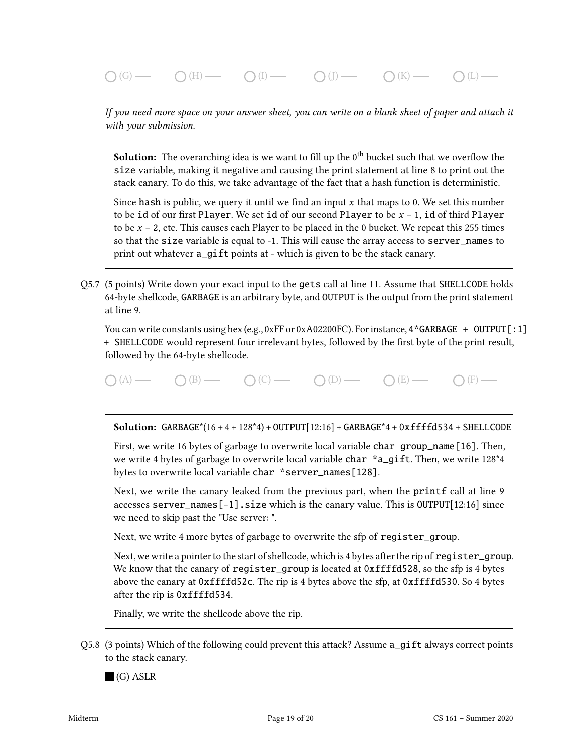◯ (G) —— ◯ (H) —— ◯ (I) —— ◯ (J) —— ◯ (K) —— ◯ (L) ——

*If you need more space on your answer sheet, you can write on a blank sheet of paper and attach it with your submission.*

> **Solution:** The overarching idea is we want to fill up the $0^{\text{th}}$ bucket such that we overflow the `size` variable, making it negative and causing the print statement at line 8 to print out the stack canary. To do this, we take advantage of the fact that a hash function is deterministic.
>
> Since `hash` is public, we query it until we find an input $x$ that maps to 0. We set this number to be `id` of our first `Player`. We set `id` of our second `Player` to be $x - 1$, `id` of third `Player` to be $x - 2$, etc. This causes each Player to be placed in the 0 bucket. We repeat this 255 times so that the `size` variable is equal to -1. This will cause the array access to `server_names` to print out whatever `a_gift` points at - which is given to be the stack canary.

Q5.7 (5 points) Write down your exact input to the `gets` call at line 11. Assume that `SHELLCODE` holds 64-byte shellcode, `GARBAGE` is an arbitrary byte, and `OUTPUT` is the output from the print statement at line 9.

You can write constants using hex (e.g., 0xFF or 0xA02200FC). For instance, `4*GARBAGE + OUTPUT[:1] + SHELLCODE` would represent four irrelevant bytes, followed by the first byte of the print result, followed by the 64-byte shellcode.

◯ (A) —— ◯ (B) —— ◯ (C) —— ◯ (D) —— ◯ (E) —— ◯ (F) ——

> **Solution:** `GARBAGE*(16 + 4 + 128*4) + OUTPUT[12:16] + GARBAGE*4 + 0xffffd534 + SHELLCODE`
>
> First, we write 16 bytes of garbage to overwrite local variable `char group_name[16]`. Then, we write 4 bytes of garbage to overwrite local variable `char *a_gift`. Then, we write 128*4 bytes to overwrite local variable `char *server_names[128]`.
>
> Next, we write the canary leaked from the previous part, when the `printf` call at line 9 accesses `server_names[-1].size` which is the canary value. This is `OUTPUT[12:16]` since we need to skip past the "Use server: ".
>
> Next, we write 4 more bytes of garbage to overwrite the sfp of `register_group`.
>
> Next, we write a pointer to the start of shellcode, which is 4 bytes after the rip of `register_group`. We know that the canary of `register_group` is located at `0xffffd528`, so the sfp is 4 bytes above the canary at `0xffffd52c`. The rip is 4 bytes above the sfp, at `0xffffd530`. So 4 bytes after the rip is `0xffffd534`.
>
> Finally, we write the shellcode above the rip.

Q5.8 (3 points) Which of the following could prevent this attack? Assume `a_gift` always correct points to the stack canary.

■ (G) ASLR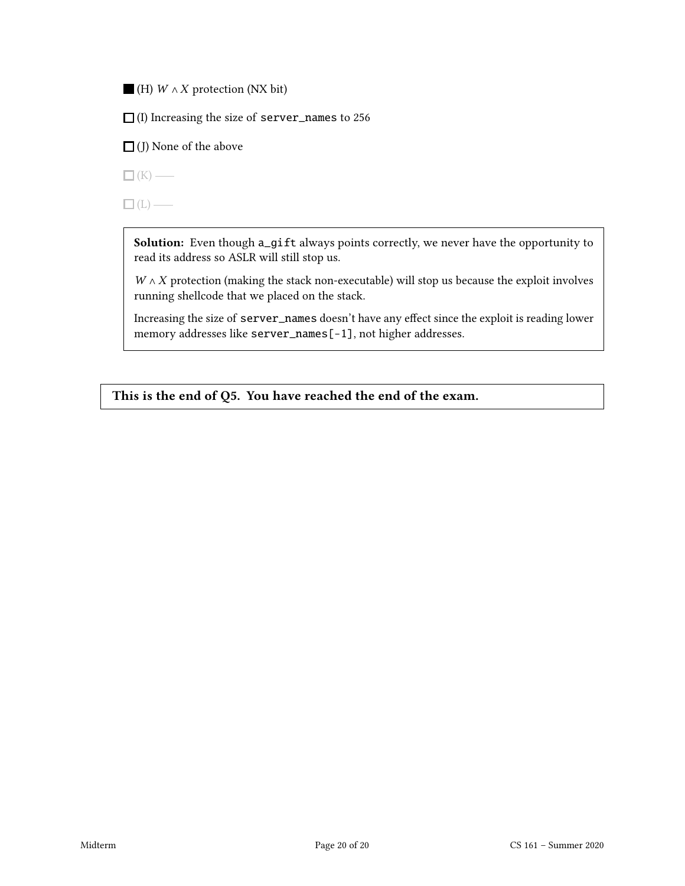■ (H) $W \wedge X$ protection (NX bit)

☐ (I) Increasing the size of `server_names` to 256

☐ (J) None of the above

☐ (K) ——

☐ (L) ——

**Solution:** Even though `a_gift` always points correctly, we never have the opportunity to read its address so ASLR will still stop us.

$W \wedge X$ protection (making the stack non-executable) will stop us because the exploit involves running shellcode that we placed on the stack.

Increasing the size of `server_names` doesn't have any effect since the exploit is reading lower memory addresses like `server_names[-1]`, not higher addresses.

**This is the end of Q5. You have reached the end of the exam.**